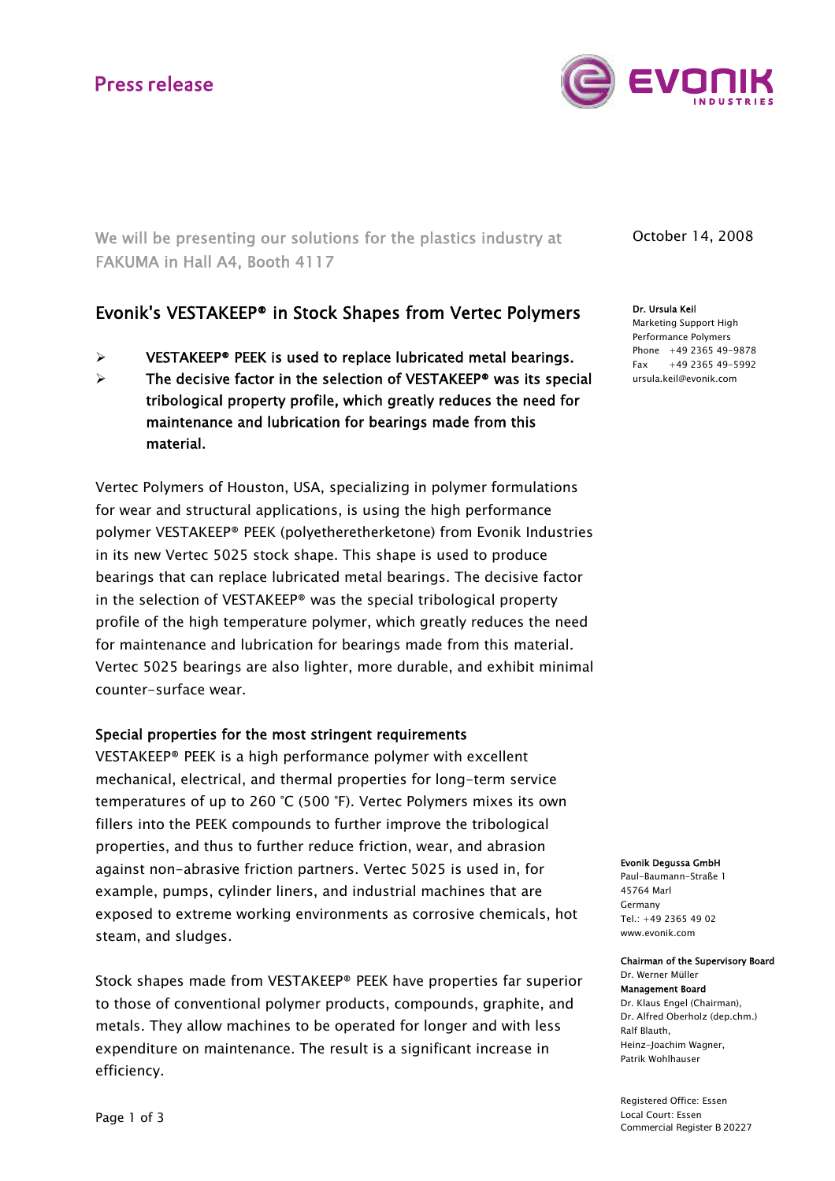Press release

We will be presenting our solutions for the plastics industry at FAKUMA in Hall A4, Booth 4117

October 14, 2008

**Dr. Ursula Keil**
Marketing Support High Performance Polymers
Phone +49 2365 49-9878
Fax +49 2365 49-5992
ursula.keil@evonik.com

## Evonik's VESTAKEEP® in Stock Shapes from Vertec Polymers

- **VESTAKEEP® PEEK is used to replace lubricated metal bearings.**
- **The decisive factor in the selection of VESTAKEEP® was its special tribological property profile, which greatly reduces the need for maintenance and lubrication for bearings made from this material.**

Vertec Polymers of Houston, USA, specializing in polymer formulations for wear and structural applications, is using the high performance polymer VESTAKEEP® PEEK (polyetheretherketone) from Evonik Industries in its new Vertec 5025 stock shape. This shape is used to produce bearings that can replace lubricated metal bearings. The decisive factor in the selection of VESTAKEEP® was the special tribological property profile of the high temperature polymer, which greatly reduces the need for maintenance and lubrication for bearings made from this material. Vertec 5025 bearings are also lighter, more durable, and exhibit minimal counter-surface wear.

### Special properties for the most stringent requirements

VESTAKEEP® PEEK is a high performance polymer with excellent mechanical, electrical, and thermal properties for long-term service temperatures of up to 260 °C (500 °F). Vertec Polymers mixes its own fillers into the PEEK compounds to further improve the tribological properties, and thus to further reduce friction, wear, and abrasion against non-abrasive friction partners. Vertec 5025 is used in, for example, pumps, cylinder liners, and industrial machines that are exposed to extreme working environments as corrosive chemicals, hot steam, and sludges.

Stock shapes made from VESTAKEEP® PEEK have properties far superior to those of conventional polymer products, compounds, graphite, and metals. They allow machines to be operated for longer and with less expenditure on maintenance. The result is a significant increase in efficiency.

**Evonik Degussa GmbH**
Paul-Baumann-Straße 1
45764 Marl
Germany
Tel.: +49 2365 49 02
www.evonik.com

**Chairman of the Supervisory Board**
Dr. Werner Müller
**Management Board**
Dr. Klaus Engel (Chairman),
Dr. Alfred Oberholz (dep.chm.)
Ralf Blauth,
Heinz-Joachim Wagner,
Patrik Wohlhauser

Registered Office: Essen
Local Court: Essen
Commercial Register B 20227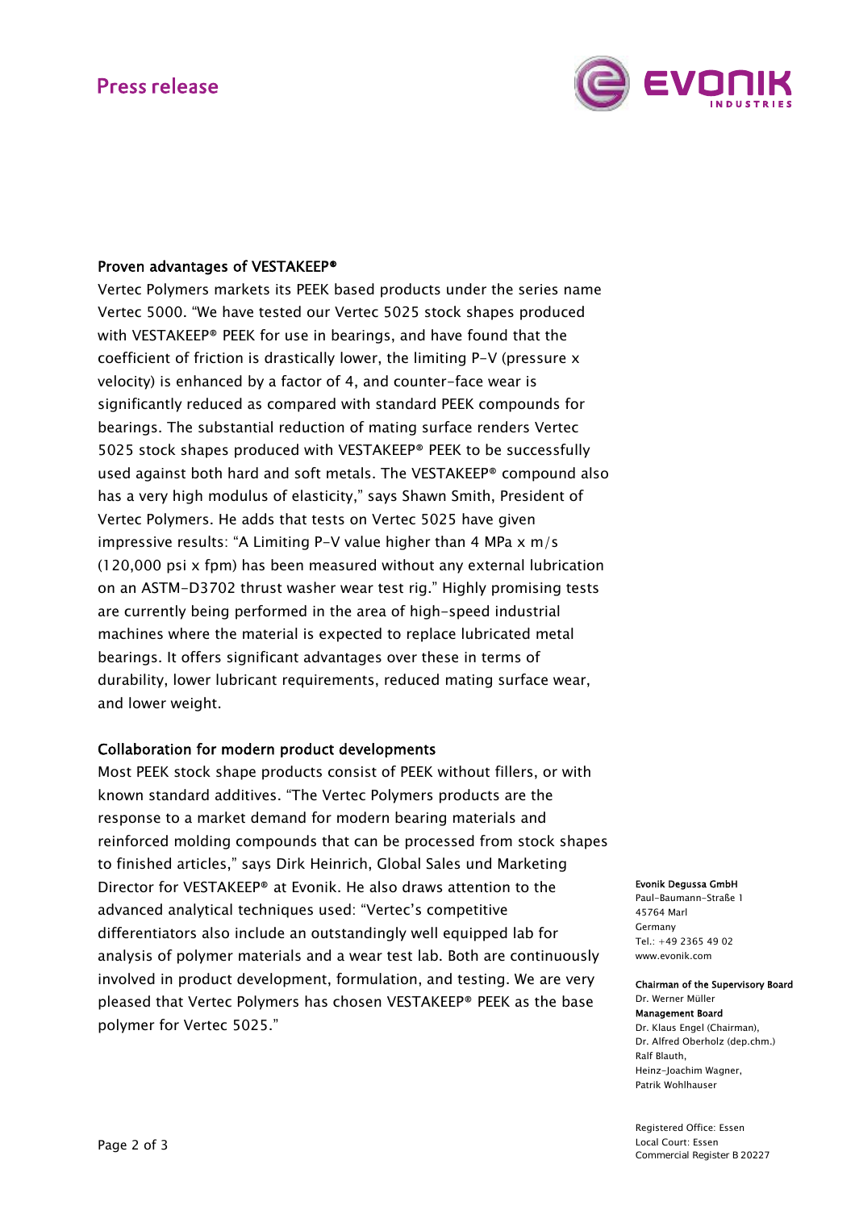## Proven advantages of VESTAKEEP®

Vertec Polymers markets its PEEK based products under the series name Vertec 5000. "We have tested our Vertec 5025 stock shapes produced with VESTAKEEP® PEEK for use in bearings, and have found that the coefficient of friction is drastically lower, the limiting P-V (pressure x velocity) is enhanced by a factor of 4, and counter-face wear is significantly reduced as compared with standard PEEK compounds for bearings. The substantial reduction of mating surface renders Vertec 5025 stock shapes produced with VESTAKEEP® PEEK to be successfully used against both hard and soft metals. The VESTAKEEP® compound also has a very high modulus of elasticity," says Shawn Smith, President of Vertec Polymers. He adds that tests on Vertec 5025 have given impressive results: "A Limiting P-V value higher than 4 MPa x m/s (120,000 psi x fpm) has been measured without any external lubrication on an ASTM-D3702 thrust washer wear test rig." Highly promising tests are currently being performed in the area of high-speed industrial machines where the material is expected to replace lubricated metal bearings. It offers significant advantages over these in terms of durability, lower lubricant requirements, reduced mating surface wear, and lower weight.

## Collaboration for modern product developments

Most PEEK stock shape products consist of PEEK without fillers, or with known standard additives. "The Vertec Polymers products are the response to a market demand for modern bearing materials and reinforced molding compounds that can be processed from stock shapes to finished articles," says Dirk Heinrich, Global Sales und Marketing Director for VESTAKEEP® at Evonik. He also draws attention to the advanced analytical techniques used: "Vertec's competitive differentiators also include an outstandingly well equipped lab for analysis of polymer materials and a wear test lab. Both are continuously involved in product development, formulation, and testing. We are very pleased that Vertec Polymers has chosen VESTAKEEP® PEEK as the base polymer for Vertec 5025."

**Evonik Degussa GmbH**
Paul-Baumann-Straße 1
45764 Marl
Germany
Tel.: +49 2365 49 02
www.evonik.com

**Chairman of the Supervisory Board**
Dr. Werner Müller
**Management Board**
Dr. Klaus Engel (Chairman),
Dr. Alfred Oberholz (dep.chm.)
Ralf Blauth,
Heinz-Joachim Wagner,
Patrik Wohlhauser

Registered Office: Essen
Local Court: Essen
Commercial Register B 20227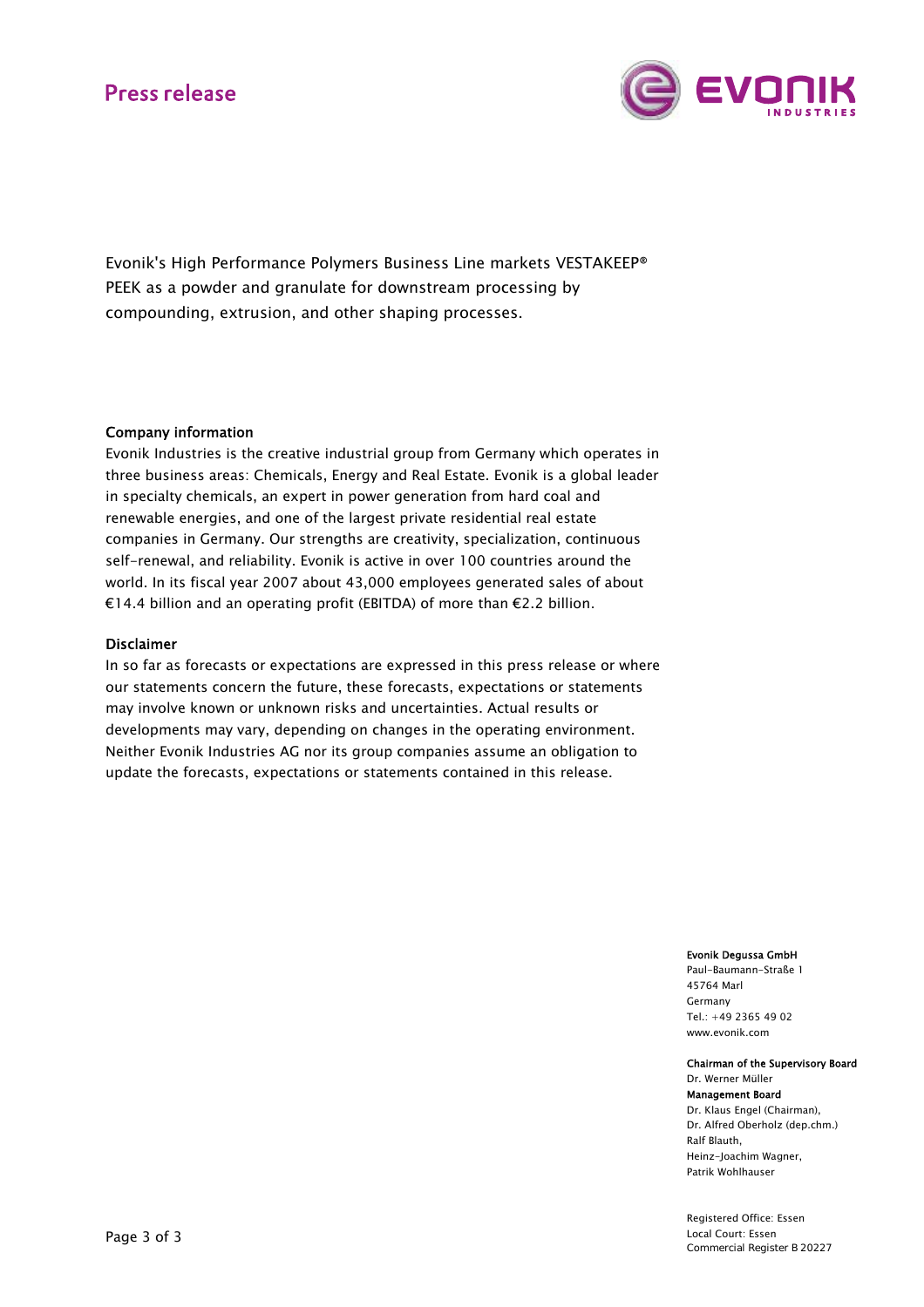Evonik's High Performance Polymers Business Line markets VESTAKEEP® PEEK as a powder and granulate for downstream processing by compounding, extrusion, and other shaping processes.

**Company information**

Evonik Industries is the creative industrial group from Germany which operates in three business areas: Chemicals, Energy and Real Estate. Evonik is a global leader in specialty chemicals, an expert in power generation from hard coal and renewable energies, and one of the largest private residential real estate companies in Germany. Our strengths are creativity, specialization, continuous self-renewal, and reliability. Evonik is active in over 100 countries around the world. In its fiscal year 2007 about 43,000 employees generated sales of about €14.4 billion and an operating profit (EBITDA) of more than €2.2 billion.

**Disclaimer**

In so far as forecasts or expectations are expressed in this press release or where our statements concern the future, these forecasts, expectations or statements may involve known or unknown risks and uncertainties. Actual results or developments may vary, depending on changes in the operating environment. Neither Evonik Industries AG nor its group companies assume an obligation to update the forecasts, expectations or statements contained in this release.

**Evonik Degussa GmbH**
Paul-Baumann-Straße 1
45764 Marl
Germany
Tel.: +49 2365 49 02
www.evonik.com

**Chairman of the Supervisory Board**
Dr. Werner Müller
**Management Board**
Dr. Klaus Engel (Chairman),
Dr. Alfred Oberholz (dep.chm.)
Ralf Blauth,
Heinz-Joachim Wagner,
Patrik Wohlhauser

Registered Office: Essen
Local Court: Essen
Commercial Register B 20227